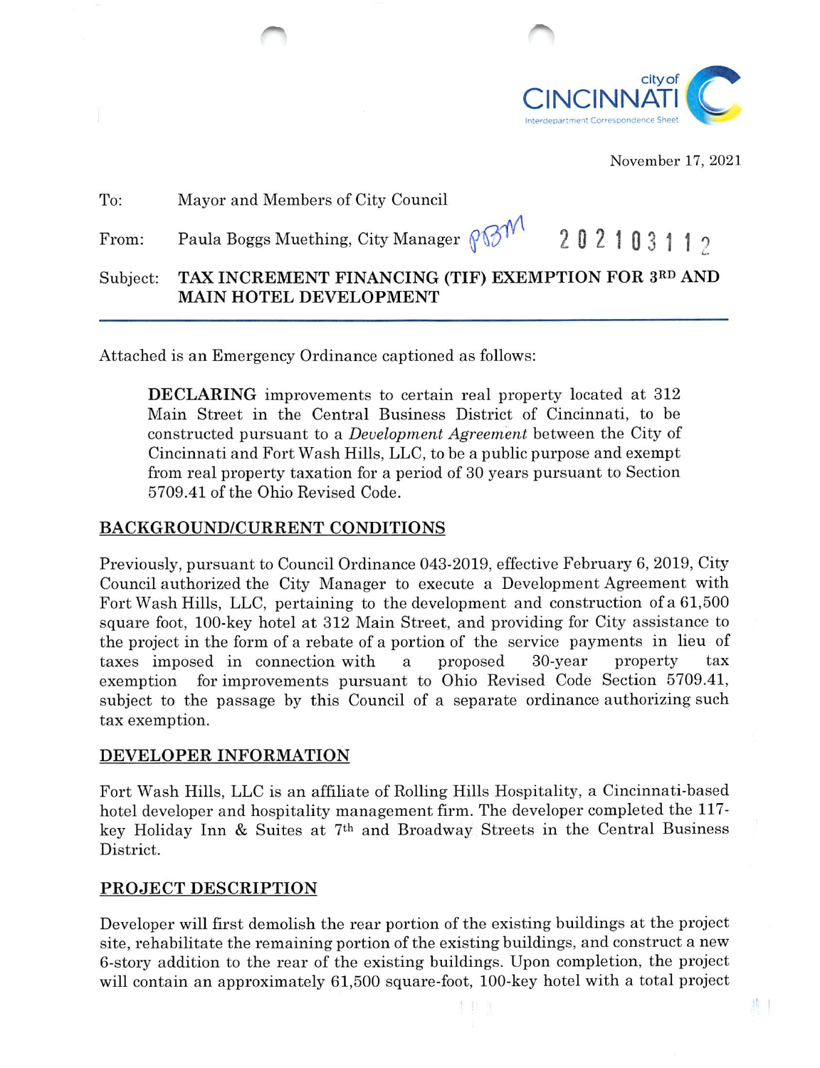city of CINCINNATI
Interdepartment Correspondence Sheet

November 17, 2021

To: Mayor and Members of City Council

From: Paula Boggs Muething, City Manager PBM  202103112

Subject: **TAX INCREMENT FINANCING (TIF) EXEMPTION FOR 3RD AND MAIN HOTEL DEVELOPMENT**

---

Attached is an Emergency Ordinance captioned as follows:

> **DECLARING** improvements to certain real property located at 312 Main Street in the Central Business District of Cincinnati, to be constructed pursuant to a *Development Agreement* between the City of Cincinnati and Fort Wash Hills, LLC, to be a public purpose and exempt from real property taxation for a period of 30 years pursuant to Section 5709.41 of the Ohio Revised Code.

## BACKGROUND/CURRENT CONDITIONS

Previously, pursuant to Council Ordinance 043-2019, effective February 6, 2019, City Council authorized the City Manager to execute a Development Agreement with Fort Wash Hills, LLC, pertaining to the development and construction of a 61,500 square foot, 100-key hotel at 312 Main Street, and providing for City assistance to the project in the form of a rebate of a portion of the service payments in lieu of taxes imposed in connection with a proposed 30-year property tax exemption for improvements pursuant to Ohio Revised Code Section 5709.41, subject to the passage by this Council of a separate ordinance authorizing such tax exemption.

## DEVELOPER INFORMATION

Fort Wash Hills, LLC is an affiliate of Rolling Hills Hospitality, a Cincinnati-based hotel developer and hospitality management firm. The developer completed the 117-key Holiday Inn & Suites at 7th and Broadway Streets in the Central Business District.

## PROJECT DESCRIPTION

Developer will first demolish the rear portion of the existing buildings at the project site, rehabilitate the remaining portion of the existing buildings, and construct a new 6-story addition to the rear of the existing buildings. Upon completion, the project will contain an approximately 61,500 square-foot, 100-key hotel with a total project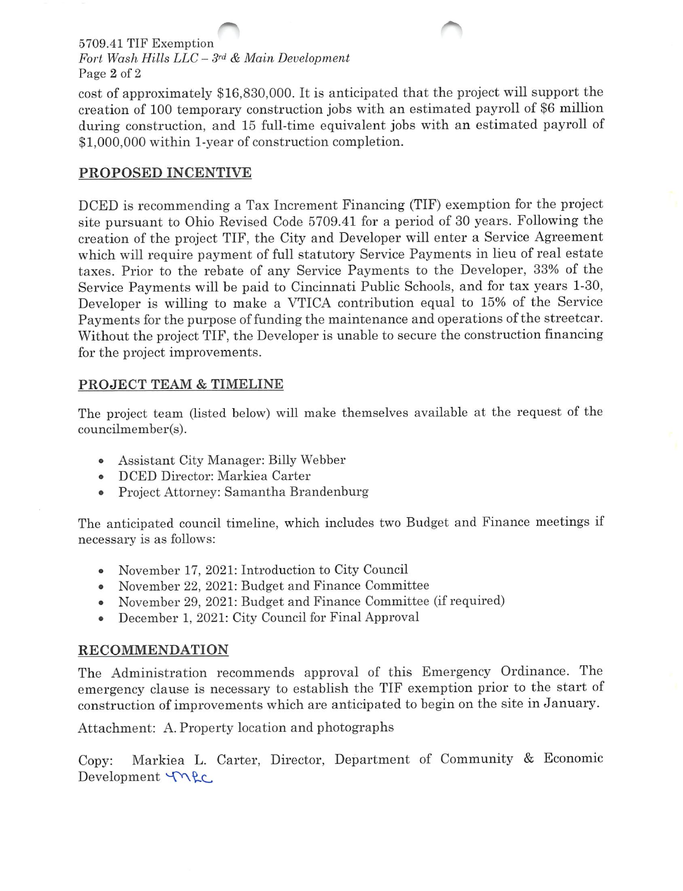cost of approximately $16,830,000. It is anticipated that the project will support the creation of 100 temporary construction jobs with an estimated payroll of $6 million during construction, and 15 full-time equivalent jobs with an estimated payroll of $1,000,000 within 1-year of construction completion.

## PROPOSED INCENTIVE

DCED is recommending a Tax Increment Financing (TIF) exemption for the project site pursuant to Ohio Revised Code 5709.41 for a period of 30 years. Following the creation of the project TIF, the City and Developer will enter a Service Agreement which will require payment of full statutory Service Payments in lieu of real estate taxes. Prior to the rebate of any Service Payments to the Developer, 33% of the Service Payments will be paid to Cincinnati Public Schools, and for tax years 1-30, Developer is willing to make a VTICA contribution equal to 15% of the Service Payments for the purpose of funding the maintenance and operations of the streetcar. Without the project TIF, the Developer is unable to secure the construction financing for the project improvements.

## PROJECT TEAM & TIMELINE

The project team (listed below) will make themselves available at the request of the councilmember(s).

- Assistant City Manager: Billy Webber
- DCED Director: Markiea Carter
- Project Attorney: Samantha Brandenburg

The anticipated council timeline, which includes two Budget and Finance meetings if necessary is as follows:

- November 17, 2021: Introduction to City Council
- November 22, 2021: Budget and Finance Committee
- November 29, 2021: Budget and Finance Committee (if required)
- December 1, 2021: City Council for Final Approval

## RECOMMENDATION

The Administration recommends approval of this Emergency Ordinance. The emergency clause is necessary to establish the TIF exemption prior to the start of construction of improvements which are anticipated to begin on the site in January.

Attachment: A. Property location and photographs

Copy: Markiea L. Carter, Director, Department of Community & Economic Development MLC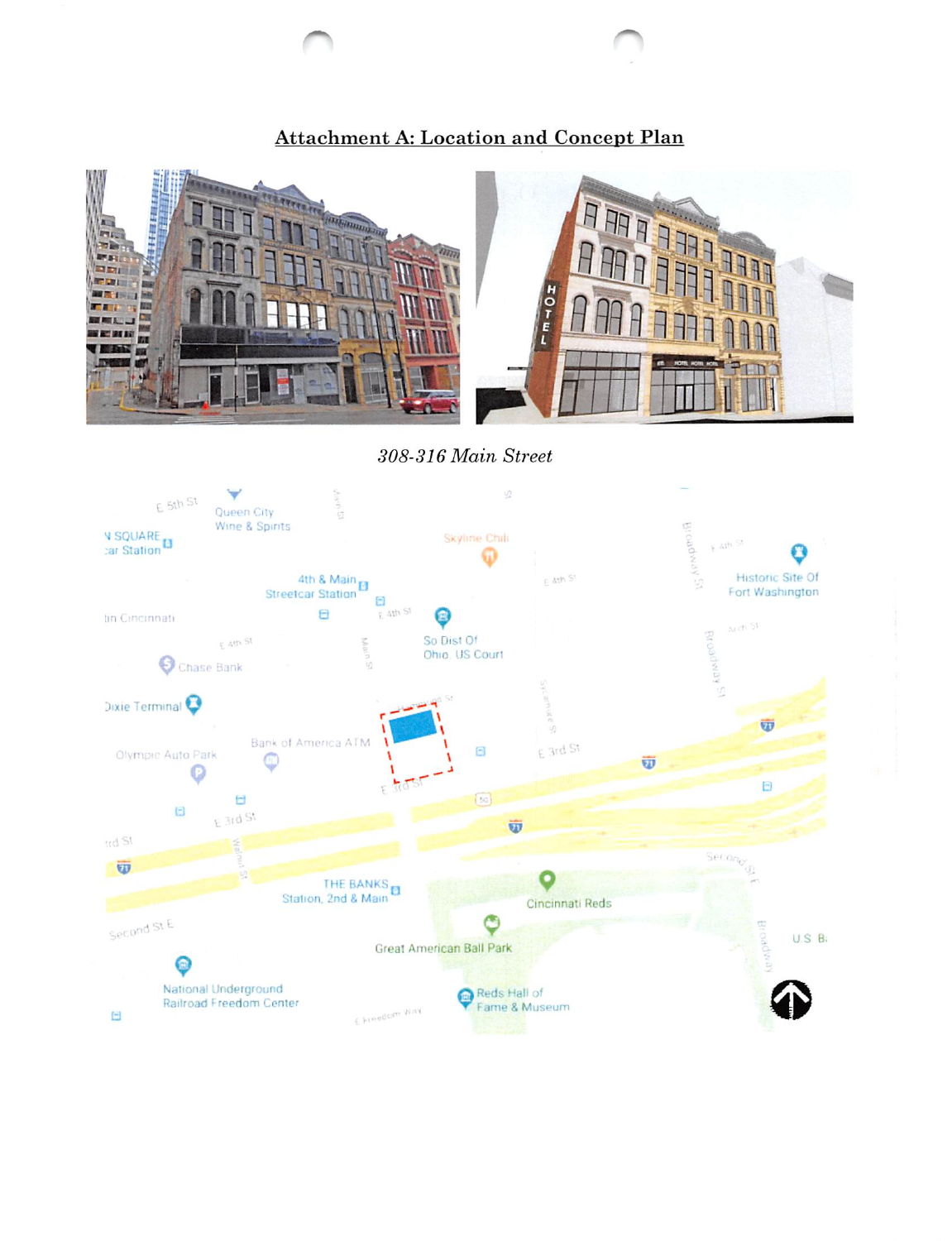# Attachment A: Location and Concept Plan

*308-316 Main Street*